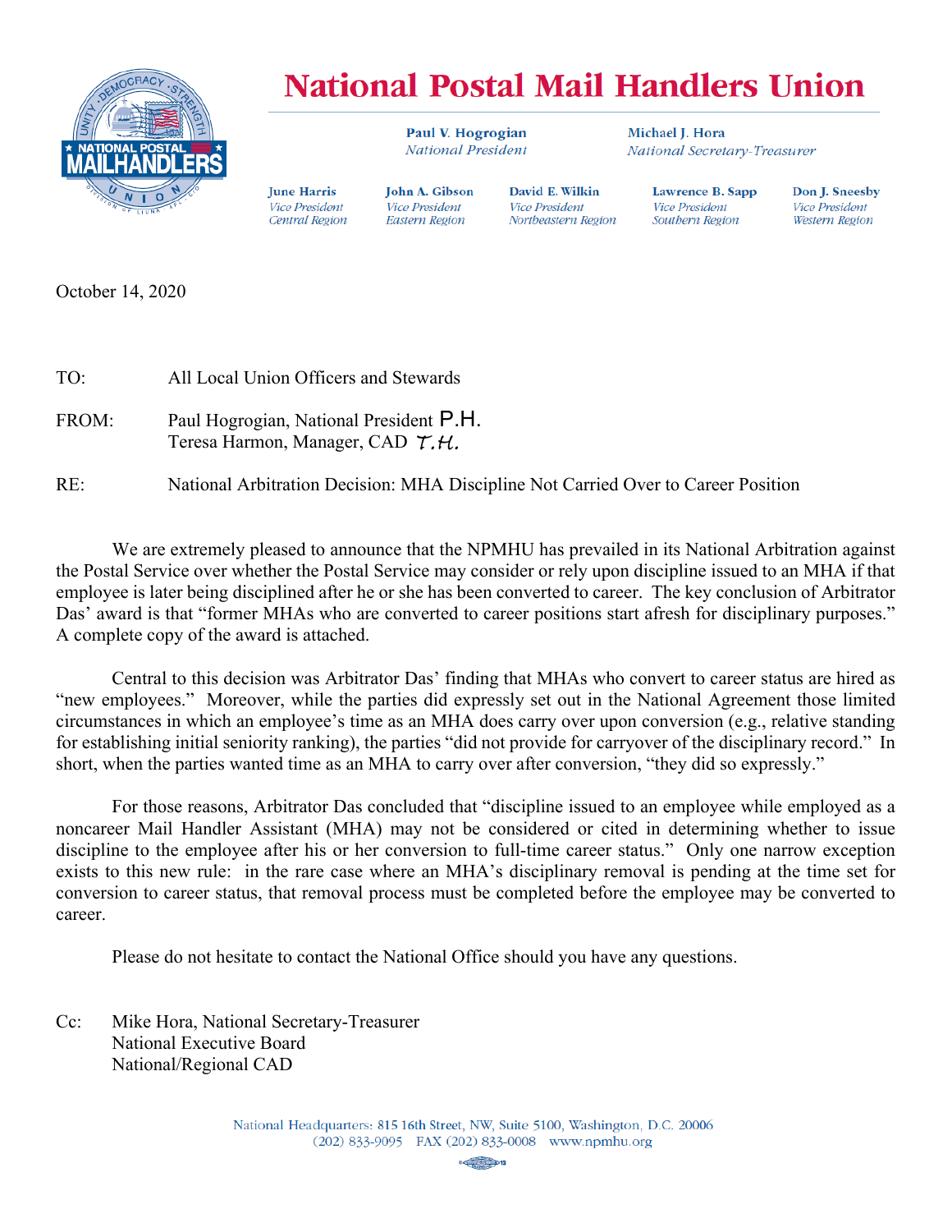# National Postal Mail Handlers Union

**Paul V. Hogrogian**
*National President*

**Michael J. Hora**
*National Secretary-Treasurer*

**June Harris** *Vice President Central Region* | **John A. Gibson** *Vice President Eastern Region* | **David E. Wilkin** *Vice President Northeastern Region* | **Lawrence B. Sapp** *Vice President Southern Region* | **Don J. Sneesby** *Vice President Western Region*

October 14, 2020

TO: All Local Union Officers and Stewards

FROM: Paul Hogrogian, National President P.H.
Teresa Harmon, Manager, CAD T.H.

RE: National Arbitration Decision: MHA Discipline Not Carried Over to Career Position

We are extremely pleased to announce that the NPMHU has prevailed in its National Arbitration against the Postal Service over whether the Postal Service may consider or rely upon discipline issued to an MHA if that employee is later being disciplined after he or she has been converted to career. The key conclusion of Arbitrator Das' award is that "former MHAs who are converted to career positions start afresh for disciplinary purposes." A complete copy of the award is attached.

Central to this decision was Arbitrator Das' finding that MHAs who convert to career status are hired as "new employees." Moreover, while the parties did expressly set out in the National Agreement those limited circumstances in which an employee's time as an MHA does carry over upon conversion (e.g., relative standing for establishing initial seniority ranking), the parties "did not provide for carryover of the disciplinary record." In short, when the parties wanted time as an MHA to carry over after conversion, "they did so expressly."

For those reasons, Arbitrator Das concluded that "discipline issued to an employee while employed as a noncareer Mail Handler Assistant (MHA) may not be considered or cited in determining whether to issue discipline to the employee after his or her conversion to full-time career status." Only one narrow exception exists to this new rule: in the rare case where an MHA's disciplinary removal is pending at the time set for conversion to career status, that removal process must be completed before the employee may be converted to career.

Please do not hesitate to contact the National Office should you have any questions.

Cc: Mike Hora, National Secretary-Treasurer
National Executive Board
National/Regional CAD

National Headquarters: 815 16th Street, NW, Suite 5100, Washington, D.C. 20006
(202) 833-9095 FAX (202) 833-0008 www.npmhu.org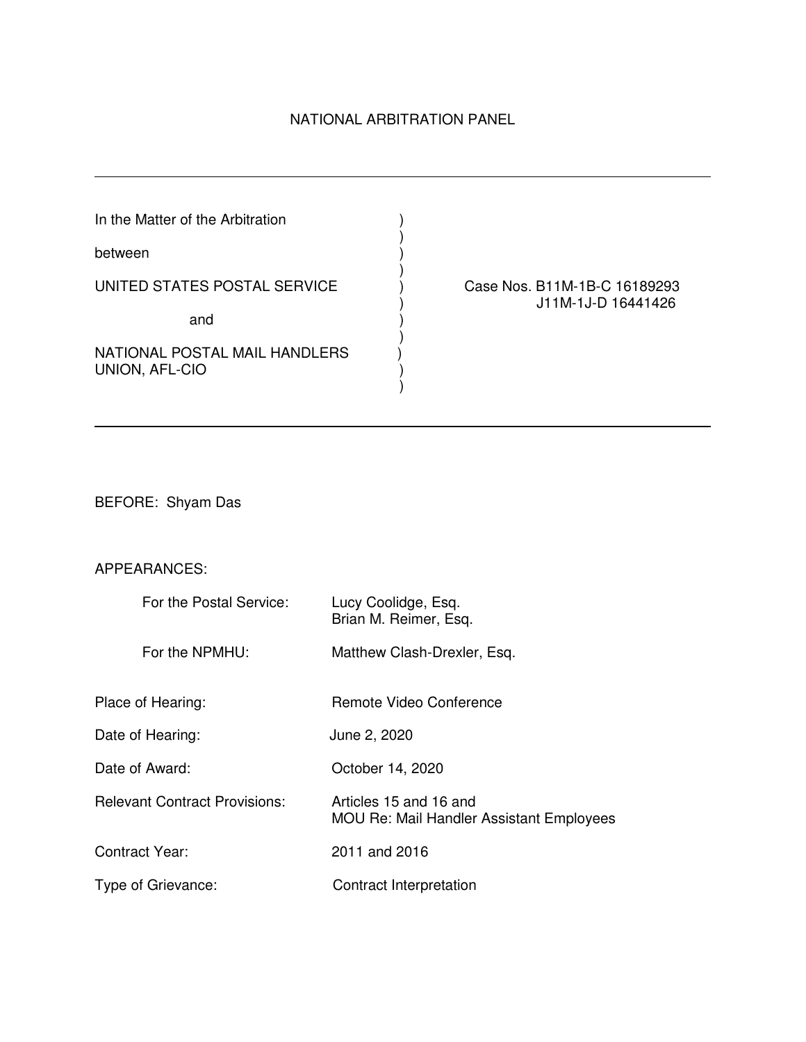NATIONAL ARBITRATION PANEL

---

| | |
|---|---|
| In the Matter of the Arbitration<br><br>between<br><br>UNITED STATES POSTAL SERVICE<br><br>and<br><br>NATIONAL POSTAL MAIL HANDLERS UNION, AFL-CIO | Case Nos. B11M-1B-C 16189293<br>J11M-1J-D 16441426 |

---

BEFORE: Shyam Das

APPEARANCES:

| | |
|---|---|
| For the Postal Service: | Lucy Coolidge, Esq.<br>Brian M. Reimer, Esq. |
| For the NPMHU: | Matthew Clash-Drexler, Esq. |

| | |
|---|---|
| Place of Hearing: | Remote Video Conference |
| Date of Hearing: | June 2, 2020 |
| Date of Award: | October 14, 2020 |
| Relevant Contract Provisions: | Articles 15 and 16 and<br>MOU Re: Mail Handler Assistant Employees |
| Contract Year: | 2011 and 2016 |
| Type of Grievance: | Contract Interpretation |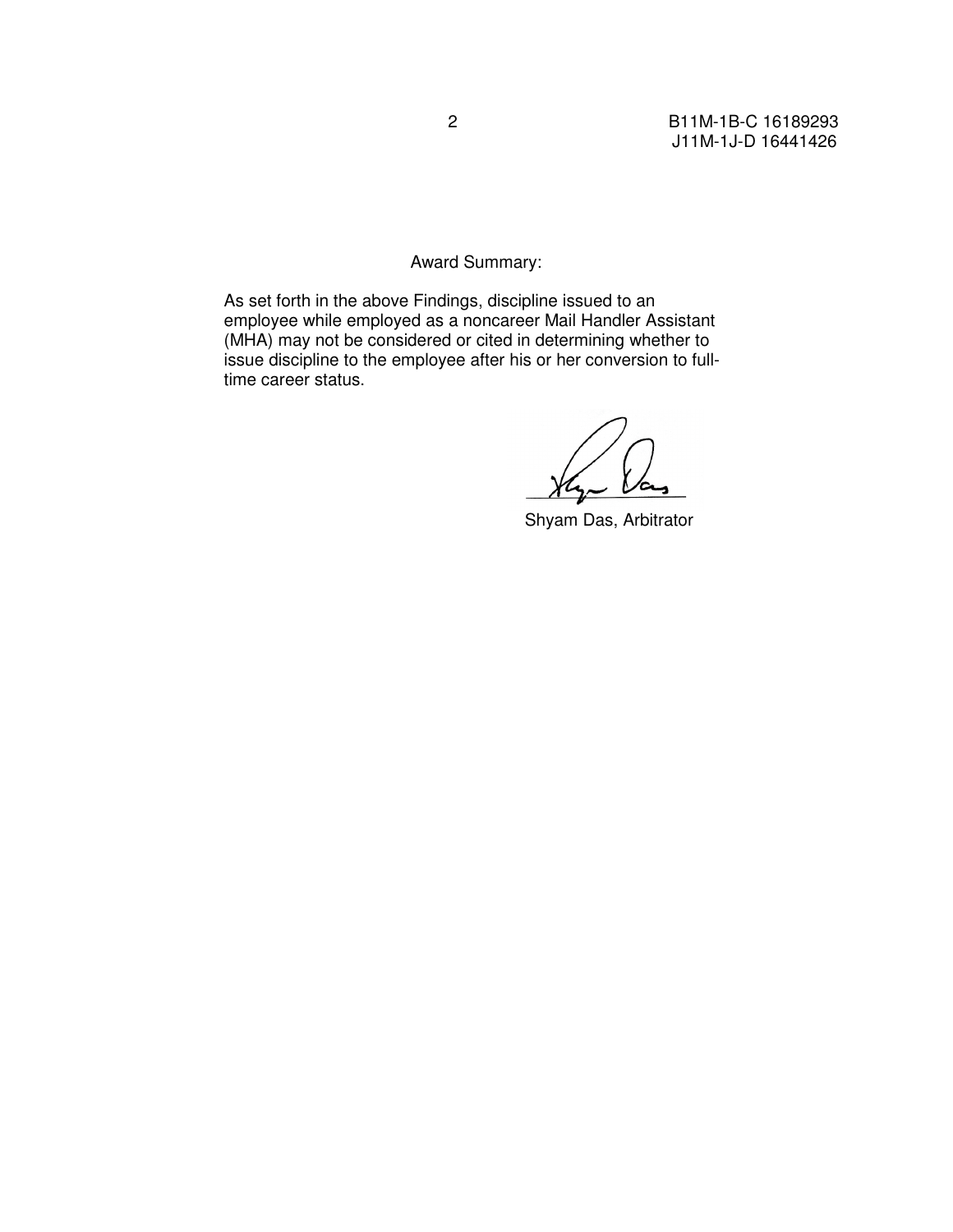Award Summary:

As set forth in the above Findings, discipline issued to an employee while employed as a noncareer Mail Handler Assistant (MHA) may not be considered or cited in determining whether to issue discipline to the employee after his or her conversion to full-time career status.

Shyam Das, Arbitrator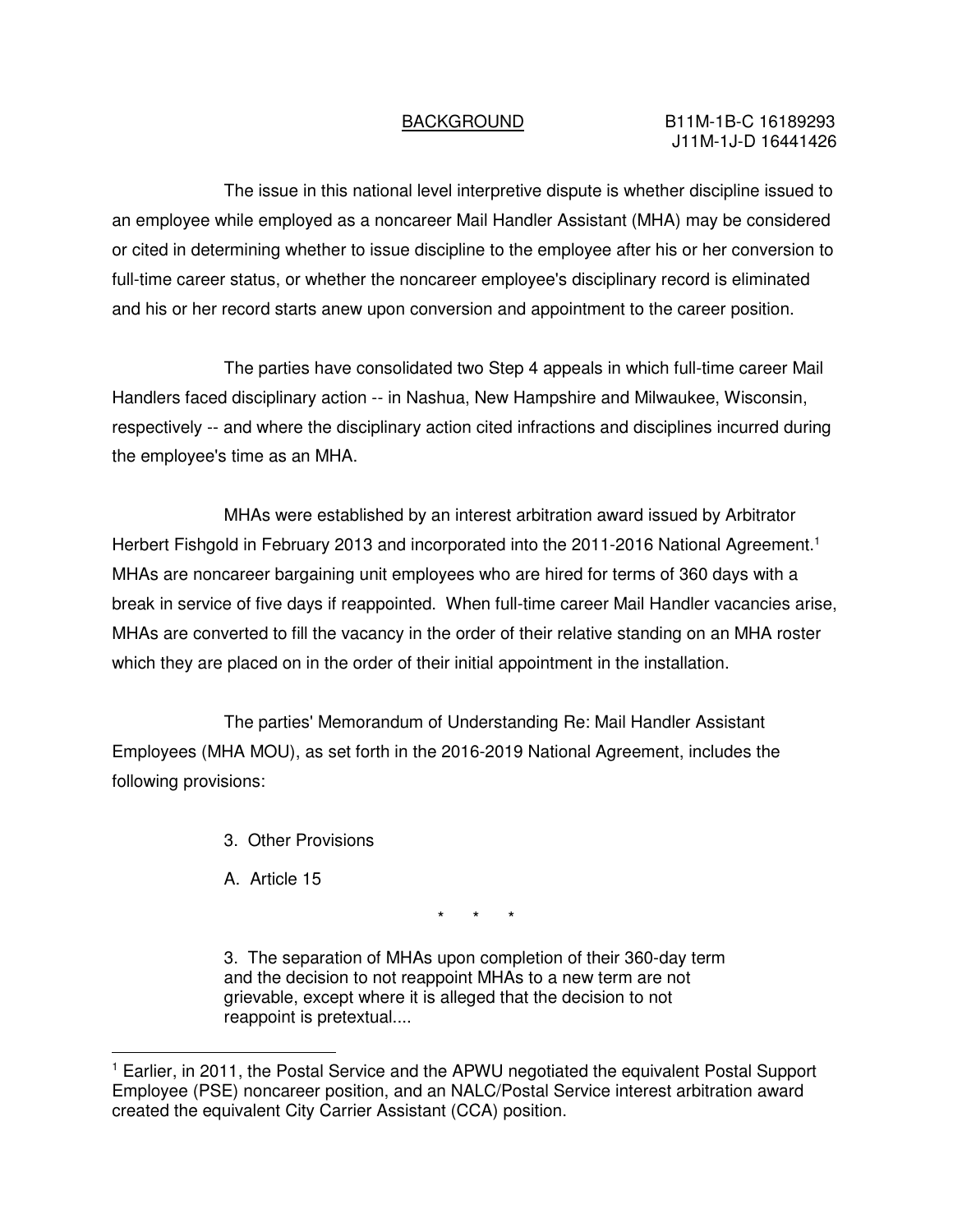## BACKGROUND

B11M-1B-C 16189293
J11M-1J-D 16441426

The issue in this national level interpretive dispute is whether discipline issued to an employee while employed as a noncareer Mail Handler Assistant (MHA) may be considered or cited in determining whether to issue discipline to the employee after his or her conversion to full-time career status, or whether the noncareer employee's disciplinary record is eliminated and his or her record starts anew upon conversion and appointment to the career position.

The parties have consolidated two Step 4 appeals in which full-time career Mail Handlers faced disciplinary action -- in Nashua, New Hampshire and Milwaukee, Wisconsin, respectively -- and where the disciplinary action cited infractions and disciplines incurred during the employee's time as an MHA.

MHAs were established by an interest arbitration award issued by Arbitrator Herbert Fishgold in February 2013 and incorporated into the 2011-2016 National Agreement.[1] MHAs are noncareer bargaining unit employees who are hired for terms of 360 days with a break in service of five days if reappointed. When full-time career Mail Handler vacancies arise, MHAs are converted to fill the vacancy in the order of their relative standing on an MHA roster which they are placed on in the order of their initial appointment in the installation.

The parties' Memorandum of Understanding Re: Mail Handler Assistant Employees (MHA MOU), as set forth in the 2016-2019 National Agreement, includes the following provisions:

> 3. Other Provisions
>
> A. Article 15
>
> \* \* \*
>
> 3. The separation of MHAs upon completion of their 360-day term and the decision to not reappoint MHAs to a new term are not grievable, except where it is alleged that the decision to not reappoint is pretextual....

[1] Earlier, in 2011, the Postal Service and the APWU negotiated the equivalent Postal Support Employee (PSE) noncareer position, and an NALC/Postal Service interest arbitration award created the equivalent City Carrier Assistant (CCA) position.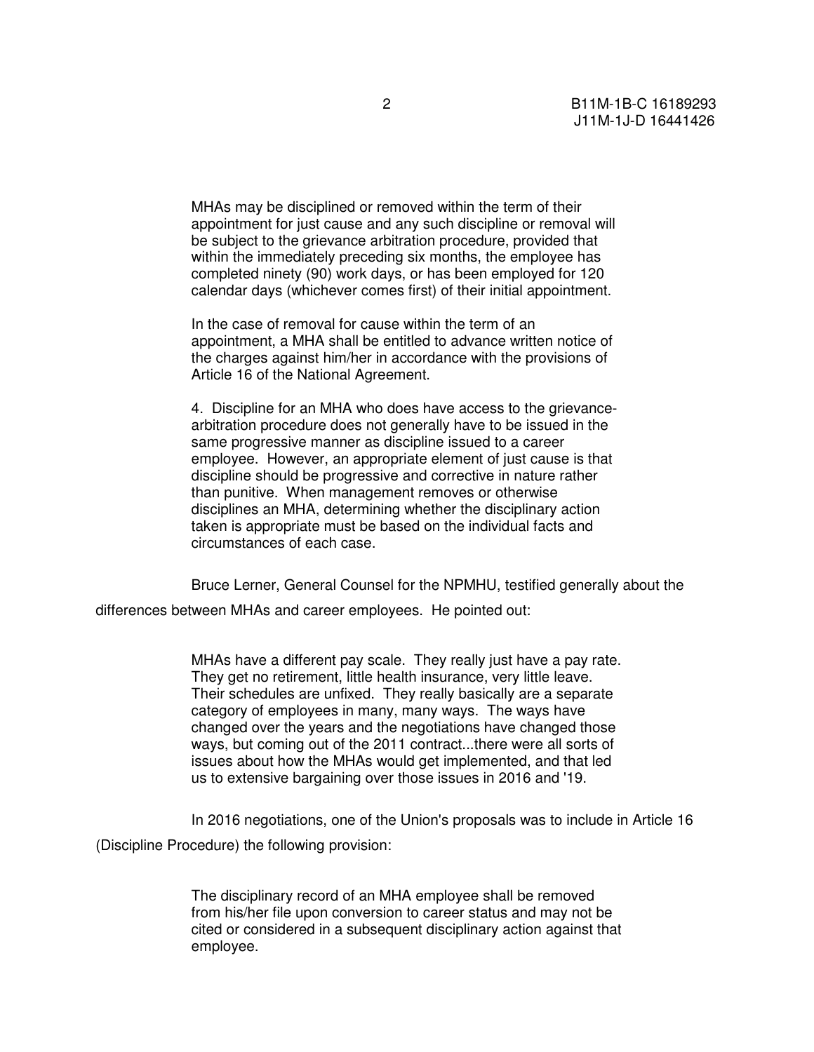> MHAs may be disciplined or removed within the term of their appointment for just cause and any such discipline or removal will be subject to the grievance arbitration procedure, provided that within the immediately preceding six months, the employee has completed ninety (90) work days, or has been employed for 120 calendar days (whichever comes first) of their initial appointment.
>
> In the case of removal for cause within the term of an appointment, a MHA shall be entitled to advance written notice of the charges against him/her in accordance with the provisions of Article 16 of the National Agreement.
>
> 4. Discipline for an MHA who does have access to the grievance-arbitration procedure does not generally have to be issued in the same progressive manner as discipline issued to a career employee. However, an appropriate element of just cause is that discipline should be progressive and corrective in nature rather than punitive. When management removes or otherwise disciplines an MHA, determining whether the disciplinary action taken is appropriate must be based on the individual facts and circumstances of each case.

Bruce Lerner, General Counsel for the NPMHU, testified generally about the differences between MHAs and career employees. He pointed out:

> MHAs have a different pay scale. They really just have a pay rate. They get no retirement, little health insurance, very little leave. Their schedules are unfixed. They really basically are a separate category of employees in many, many ways. The ways have changed over the years and the negotiations have changed those ways, but coming out of the 2011 contract...there were all sorts of issues about how the MHAs would get implemented, and that led us to extensive bargaining over those issues in 2016 and '19.

In 2016 negotiations, one of the Union's proposals was to include in Article 16 (Discipline Procedure) the following provision:

> The disciplinary record of an MHA employee shall be removed from his/her file upon conversion to career status and may not be cited or considered in a subsequent disciplinary action against that employee.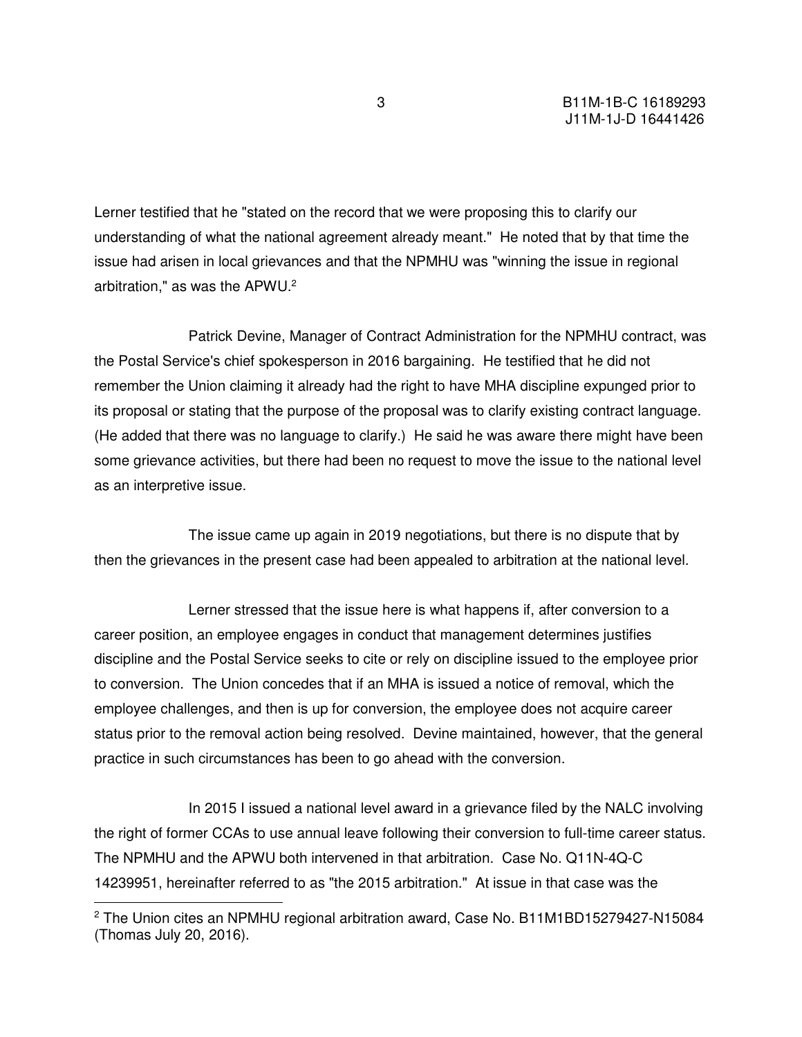Lerner testified that he "stated on the record that we were proposing this to clarify our understanding of what the national agreement already meant." He noted that by that time the issue had arisen in local grievances and that the NPMHU was "winning the issue in regional arbitration," as was the APWU.[2]

Patrick Devine, Manager of Contract Administration for the NPMHU contract, was the Postal Service's chief spokesperson in 2016 bargaining. He testified that he did not remember the Union claiming it already had the right to have MHA discipline expunged prior to its proposal or stating that the purpose of the proposal was to clarify existing contract language. (He added that there was no language to clarify.) He said he was aware there might have been some grievance activities, but there had been no request to move the issue to the national level as an interpretive issue.

The issue came up again in 2019 negotiations, but there is no dispute that by then the grievances in the present case had been appealed to arbitration at the national level.

Lerner stressed that the issue here is what happens if, after conversion to a career position, an employee engages in conduct that management determines justifies discipline and the Postal Service seeks to cite or rely on discipline issued to the employee prior to conversion. The Union concedes that if an MHA is issued a notice of removal, which the employee challenges, and then is up for conversion, the employee does not acquire career status prior to the removal action being resolved. Devine maintained, however, that the general practice in such circumstances has been to go ahead with the conversion.

In 2015 I issued a national level award in a grievance filed by the NALC involving the right of former CCAs to use annual leave following their conversion to full-time career status. The NPMHU and the APWU both intervened in that arbitration. Case No. Q11N-4Q-C 14239951, hereinafter referred to as "the 2015 arbitration." At issue in that case was the

---

[2] The Union cites an NPMHU regional arbitration award, Case No. B11M1BD15279427-N15084 (Thomas July 20, 2016).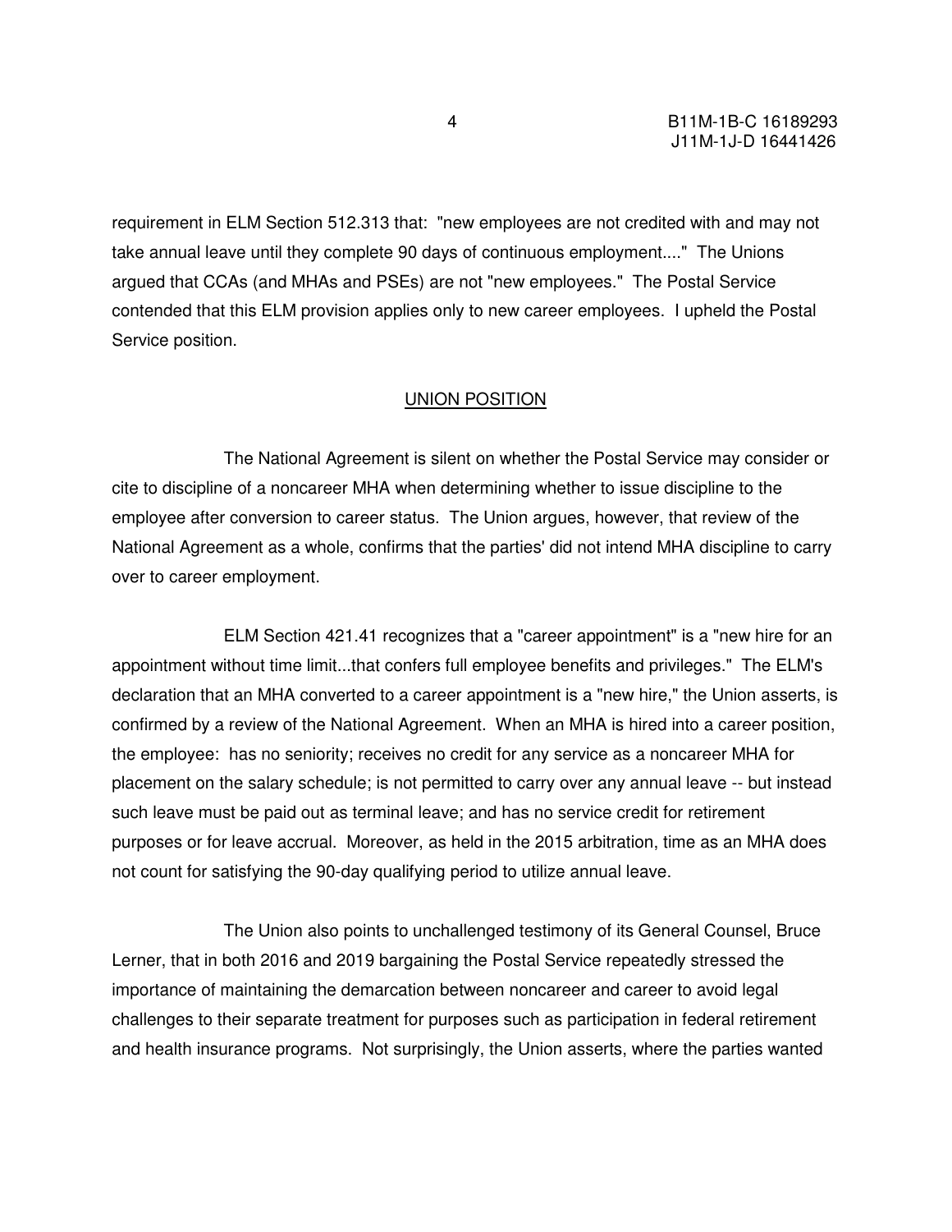requirement in ELM Section 512.313 that: "new employees are not credited with and may not take annual leave until they complete 90 days of continuous employment...." The Unions argued that CCAs (and MHAs and PSEs) are not "new employees." The Postal Service contended that this ELM provision applies only to new career employees. I upheld the Postal Service position.

## UNION POSITION

The National Agreement is silent on whether the Postal Service may consider or cite to discipline of a noncareer MHA when determining whether to issue discipline to the employee after conversion to career status. The Union argues, however, that review of the National Agreement as a whole, confirms that the parties' did not intend MHA discipline to carry over to career employment.

ELM Section 421.41 recognizes that a "career appointment" is a "new hire for an appointment without time limit...that confers full employee benefits and privileges." The ELM's declaration that an MHA converted to a career appointment is a "new hire," the Union asserts, is confirmed by a review of the National Agreement. When an MHA is hired into a career position, the employee: has no seniority; receives no credit for any service as a noncareer MHA for placement on the salary schedule; is not permitted to carry over any annual leave -- but instead such leave must be paid out as terminal leave; and has no service credit for retirement purposes or for leave accrual. Moreover, as held in the 2015 arbitration, time as an MHA does not count for satisfying the 90-day qualifying period to utilize annual leave.

The Union also points to unchallenged testimony of its General Counsel, Bruce Lerner, that in both 2016 and 2019 bargaining the Postal Service repeatedly stressed the importance of maintaining the demarcation between noncareer and career to avoid legal challenges to their separate treatment for purposes such as participation in federal retirement and health insurance programs. Not surprisingly, the Union asserts, where the parties wanted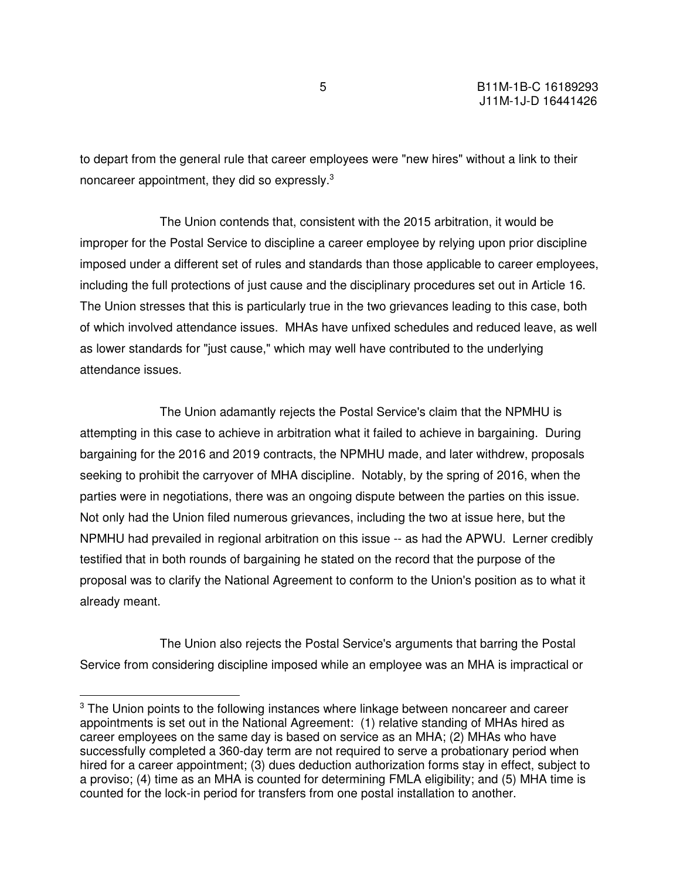to depart from the general rule that career employees were "new hires" without a link to their noncareer appointment, they did so expressly.[3]

The Union contends that, consistent with the 2015 arbitration, it would be improper for the Postal Service to discipline a career employee by relying upon prior discipline imposed under a different set of rules and standards than those applicable to career employees, including the full protections of just cause and the disciplinary procedures set out in Article 16. The Union stresses that this is particularly true in the two grievances leading to this case, both of which involved attendance issues. MHAs have unfixed schedules and reduced leave, as well as lower standards for "just cause," which may well have contributed to the underlying attendance issues.

The Union adamantly rejects the Postal Service's claim that the NPMHU is attempting in this case to achieve in arbitration what it failed to achieve in bargaining. During bargaining for the 2016 and 2019 contracts, the NPMHU made, and later withdrew, proposals seeking to prohibit the carryover of MHA discipline. Notably, by the spring of 2016, when the parties were in negotiations, there was an ongoing dispute between the parties on this issue. Not only had the Union filed numerous grievances, including the two at issue here, but the NPMHU had prevailed in regional arbitration on this issue -- as had the APWU. Lerner credibly testified that in both rounds of bargaining he stated on the record that the purpose of the proposal was to clarify the National Agreement to conform to the Union's position as to what it already meant.

The Union also rejects the Postal Service's arguments that barring the Postal Service from considering discipline imposed while an employee was an MHA is impractical or

---

[3] The Union points to the following instances where linkage between noncareer and career appointments is set out in the National Agreement: (1) relative standing of MHAs hired as career employees on the same day is based on service as an MHA; (2) MHAs who have successfully completed a 360-day term are not required to serve a probationary period when hired for a career appointment; (3) dues deduction authorization forms stay in effect, subject to a proviso; (4) time as an MHA is counted for determining FMLA eligibility; and (5) MHA time is counted for the lock-in period for transfers from one postal installation to another.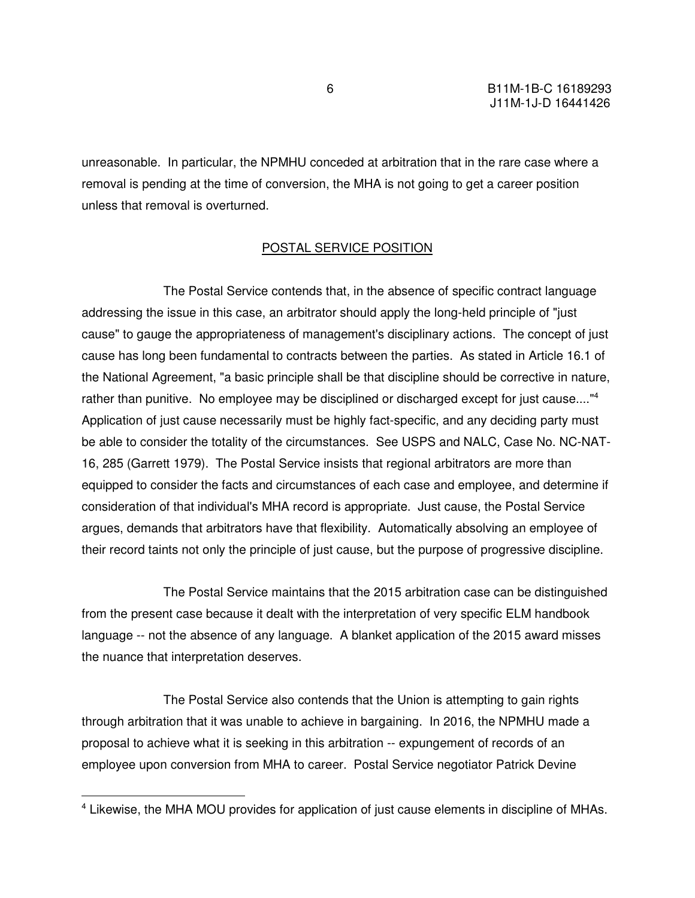unreasonable. In particular, the NPMHU conceded at arbitration that in the rare case where a removal is pending at the time of conversion, the MHA is not going to get a career position unless that removal is overturned.

## POSTAL SERVICE POSITION

The Postal Service contends that, in the absence of specific contract language addressing the issue in this case, an arbitrator should apply the long-held principle of "just cause" to gauge the appropriateness of management's disciplinary actions. The concept of just cause has long been fundamental to contracts between the parties. As stated in Article 16.1 of the National Agreement, "a basic principle shall be that discipline should be corrective in nature, rather than punitive. No employee may be disciplined or discharged except for just cause...."[4] Application of just cause necessarily must be highly fact-specific, and any deciding party must be able to consider the totality of the circumstances. See USPS and NALC, Case No. NC-NAT-16, 285 (Garrett 1979). The Postal Service insists that regional arbitrators are more than equipped to consider the facts and circumstances of each case and employee, and determine if consideration of that individual's MHA record is appropriate. Just cause, the Postal Service argues, demands that arbitrators have that flexibility. Automatically absolving an employee of their record taints not only the principle of just cause, but the purpose of progressive discipline.

The Postal Service maintains that the 2015 arbitration case can be distinguished from the present case because it dealt with the interpretation of very specific ELM handbook language -- not the absence of any language. A blanket application of the 2015 award misses the nuance that interpretation deserves.

The Postal Service also contends that the Union is attempting to gain rights through arbitration that it was unable to achieve in bargaining. In 2016, the NPMHU made a proposal to achieve what it is seeking in this arbitration -- expungement of records of an employee upon conversion from MHA to career. Postal Service negotiator Patrick Devine

---

[4] Likewise, the MHA MOU provides for application of just cause elements in discipline of MHAs.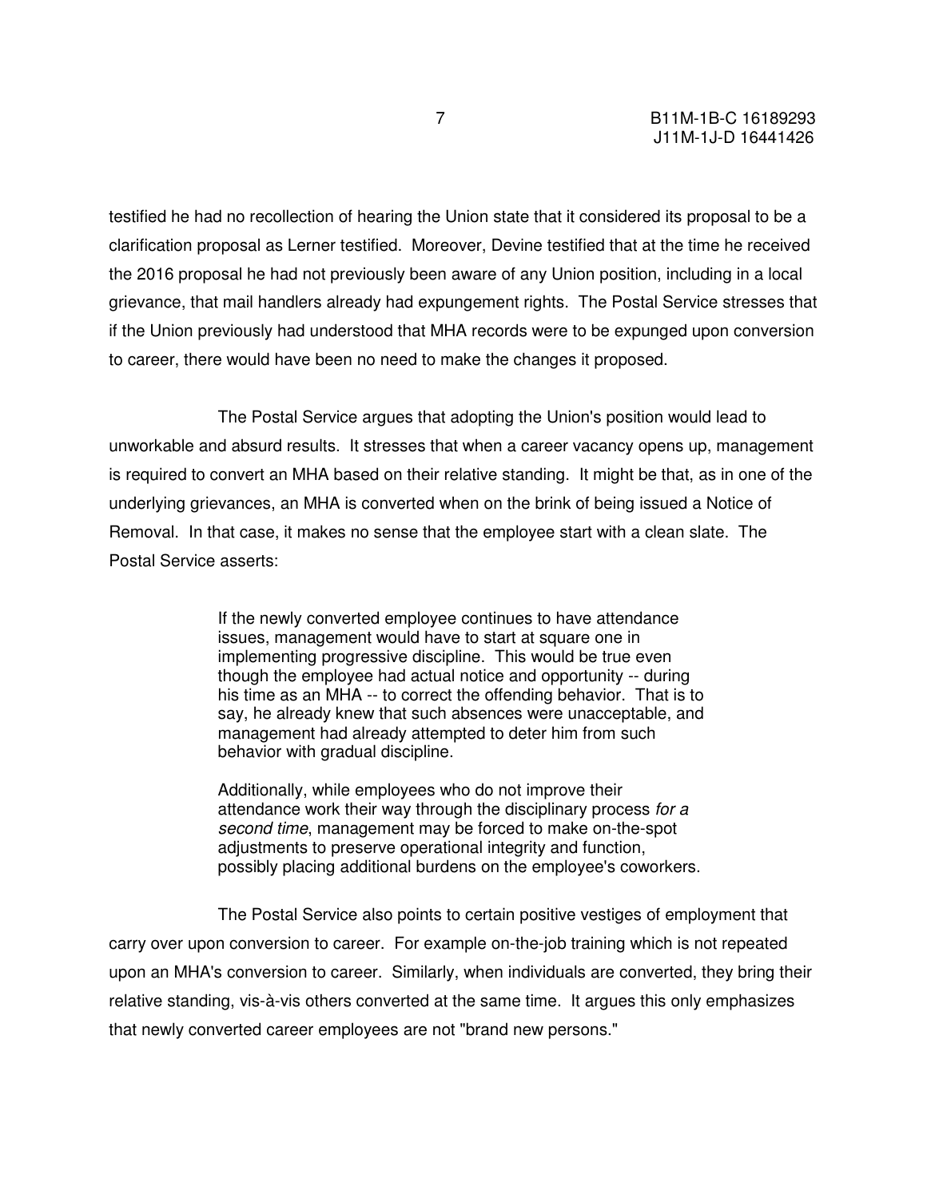testified he had no recollection of hearing the Union state that it considered its proposal to be a clarification proposal as Lerner testified. Moreover, Devine testified that at the time he received the 2016 proposal he had not previously been aware of any Union position, including in a local grievance, that mail handlers already had expungement rights. The Postal Service stresses that if the Union previously had understood that MHA records were to be expunged upon conversion to career, there would have been no need to make the changes it proposed.

The Postal Service argues that adopting the Union's position would lead to unworkable and absurd results. It stresses that when a career vacancy opens up, management is required to convert an MHA based on their relative standing. It might be that, as in one of the underlying grievances, an MHA is converted when on the brink of being issued a Notice of Removal. In that case, it makes no sense that the employee start with a clean slate. The Postal Service asserts:

> If the newly converted employee continues to have attendance issues, management would have to start at square one in implementing progressive discipline. This would be true even though the employee had actual notice and opportunity -- during his time as an MHA -- to correct the offending behavior. That is to say, he already knew that such absences were unacceptable, and management had already attempted to deter him from such behavior with gradual discipline.
>
> Additionally, while employees who do not improve their attendance work their way through the disciplinary process *for a second time*, management may be forced to make on-the-spot adjustments to preserve operational integrity and function, possibly placing additional burdens on the employee's coworkers.

The Postal Service also points to certain positive vestiges of employment that carry over upon conversion to career. For example on-the-job training which is not repeated upon an MHA's conversion to career. Similarly, when individuals are converted, they bring their relative standing, vis-à-vis others converted at the same time. It argues this only emphasizes that newly converted career employees are not "brand new persons."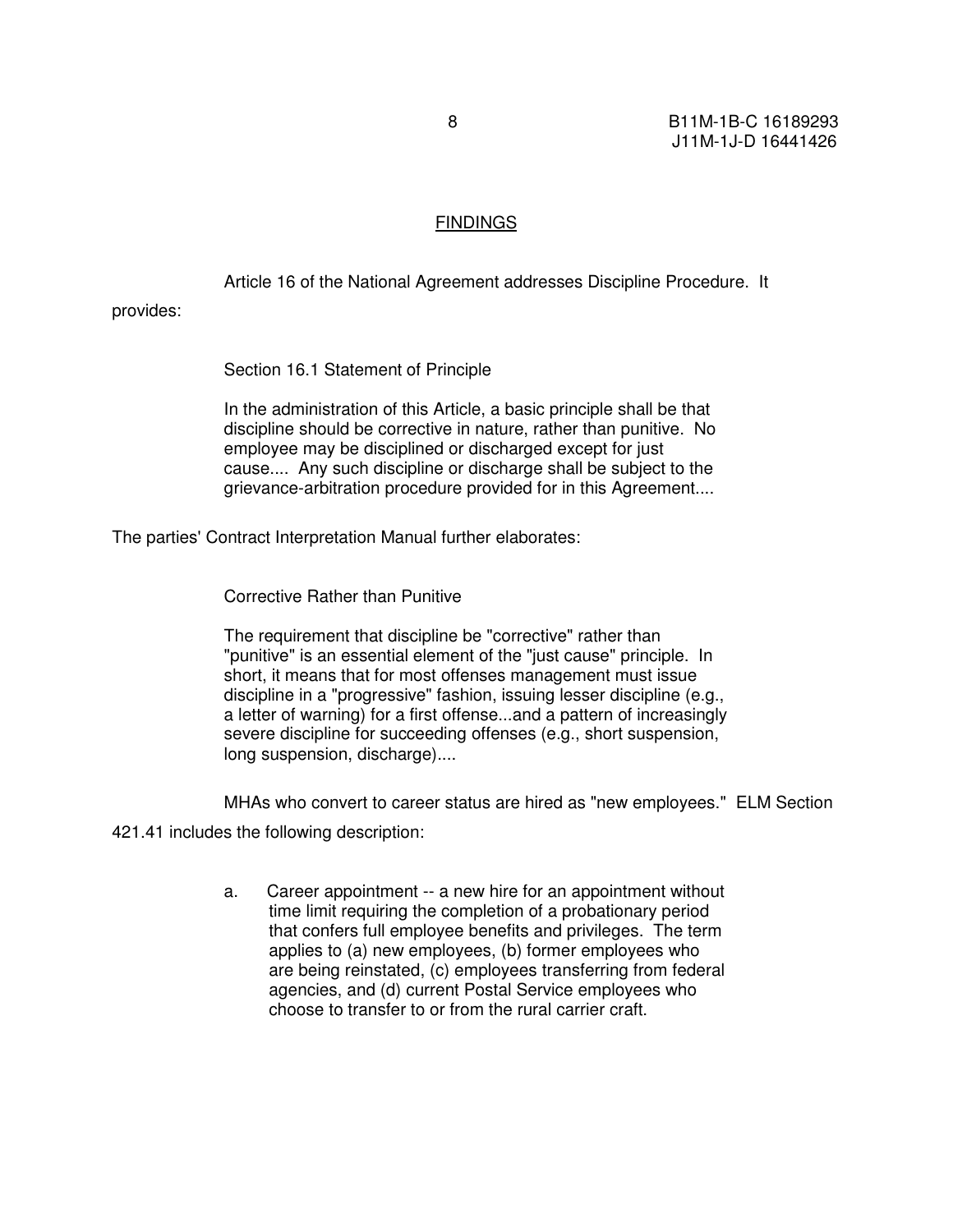## FINDINGS

Article 16 of the National Agreement addresses Discipline Procedure. It provides:

> Section 16.1 Statement of Principle
>
> In the administration of this Article, a basic principle shall be that discipline should be corrective in nature, rather than punitive. No employee may be disciplined or discharged except for just cause.... Any such discipline or discharge shall be subject to the grievance-arbitration procedure provided for in this Agreement....

The parties' Contract Interpretation Manual further elaborates:

> Corrective Rather than Punitive
>
> The requirement that discipline be "corrective" rather than "punitive" is an essential element of the "just cause" principle. In short, it means that for most offenses management must issue discipline in a "progressive" fashion, issuing lesser discipline (e.g., a letter of warning) for a first offense...and a pattern of increasingly severe discipline for succeeding offenses (e.g., short suspension, long suspension, discharge)....

MHAs who convert to career status are hired as "new employees." ELM Section 421.41 includes the following description:

> a. Career appointment -- a new hire for an appointment without time limit requiring the completion of a probationary period that confers full employee benefits and privileges. The term applies to (a) new employees, (b) former employees who are being reinstated, (c) employees transferring from federal agencies, and (d) current Postal Service employees who choose to transfer to or from the rural carrier craft.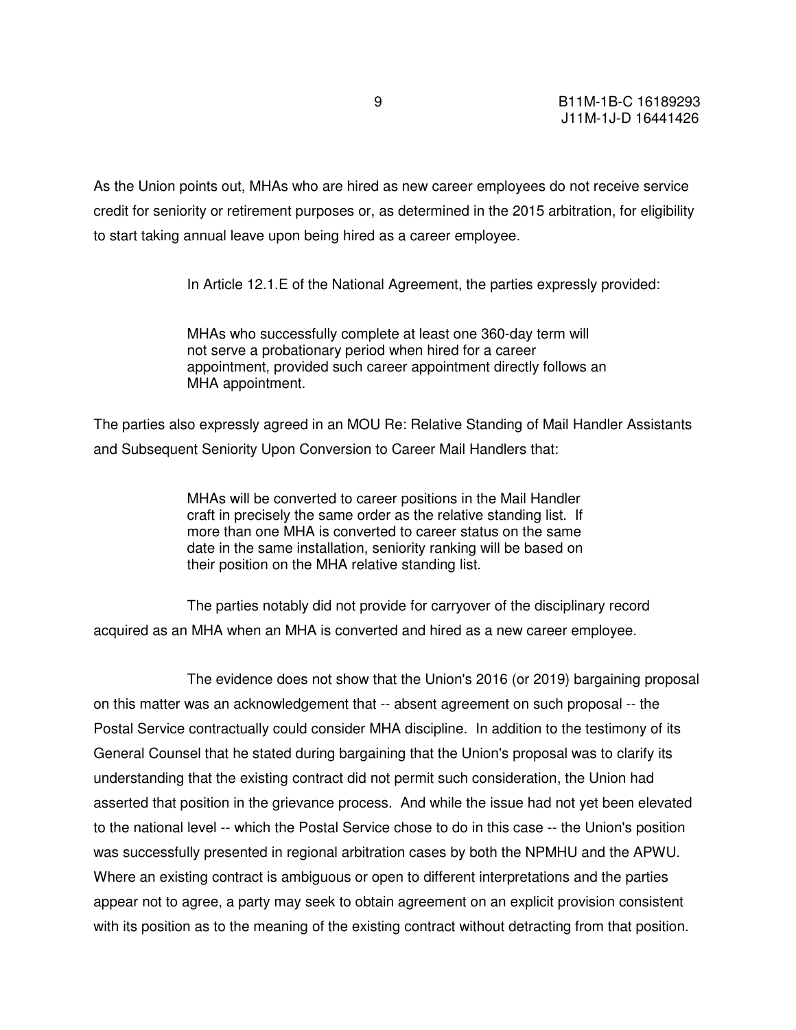As the Union points out, MHAs who are hired as new career employees do not receive service credit for seniority or retirement purposes or, as determined in the 2015 arbitration, for eligibility to start taking annual leave upon being hired as a career employee.

In Article 12.1.E of the National Agreement, the parties expressly provided:

> MHAs who successfully complete at least one 360-day term will not serve a probationary period when hired for a career appointment, provided such career appointment directly follows an MHA appointment.

The parties also expressly agreed in an MOU Re: Relative Standing of Mail Handler Assistants and Subsequent Seniority Upon Conversion to Career Mail Handlers that:

> MHAs will be converted to career positions in the Mail Handler craft in precisely the same order as the relative standing list. If more than one MHA is converted to career status on the same date in the same installation, seniority ranking will be based on their position on the MHA relative standing list.

The parties notably did not provide for carryover of the disciplinary record acquired as an MHA when an MHA is converted and hired as a new career employee.

The evidence does not show that the Union's 2016 (or 2019) bargaining proposal on this matter was an acknowledgement that -- absent agreement on such proposal -- the Postal Service contractually could consider MHA discipline. In addition to the testimony of its General Counsel that he stated during bargaining that the Union's proposal was to clarify its understanding that the existing contract did not permit such consideration, the Union had asserted that position in the grievance process. And while the issue had not yet been elevated to the national level -- which the Postal Service chose to do in this case -- the Union's position was successfully presented in regional arbitration cases by both the NPMHU and the APWU. Where an existing contract is ambiguous or open to different interpretations and the parties appear not to agree, a party may seek to obtain agreement on an explicit provision consistent with its position as to the meaning of the existing contract without detracting from that position.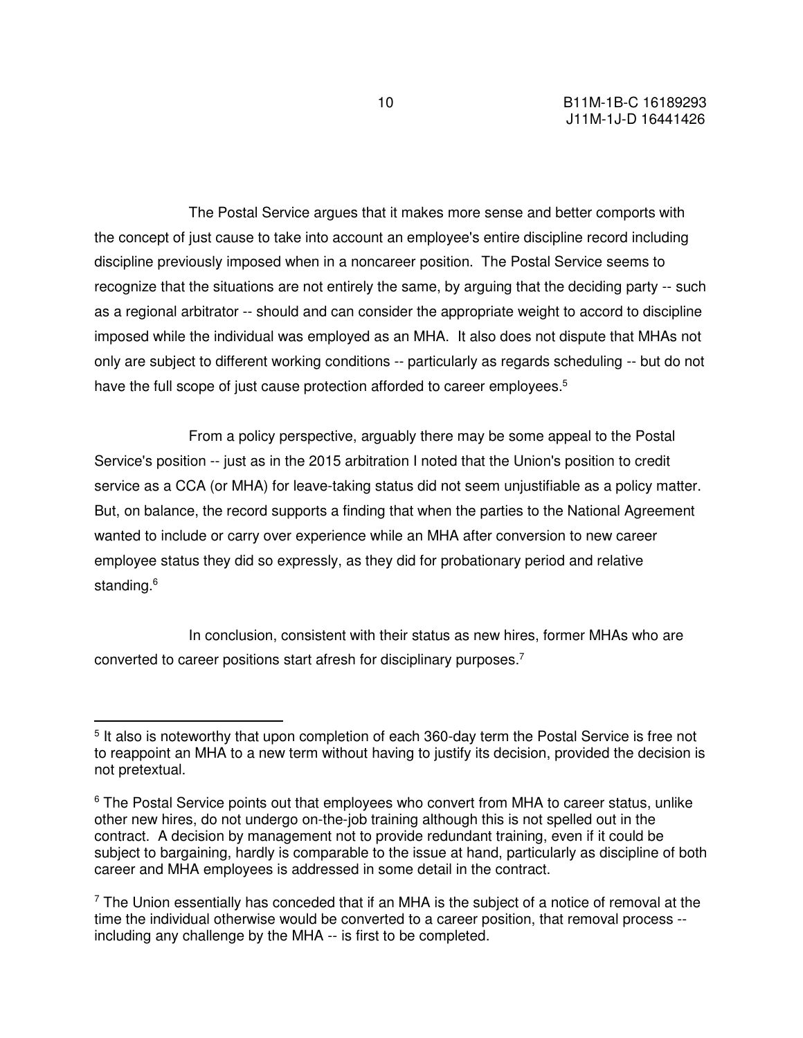The Postal Service argues that it makes more sense and better comports with the concept of just cause to take into account an employee's entire discipline record including discipline previously imposed when in a noncareer position. The Postal Service seems to recognize that the situations are not entirely the same, by arguing that the deciding party -- such as a regional arbitrator -- should and can consider the appropriate weight to accord to discipline imposed while the individual was employed as an MHA. It also does not dispute that MHAs not only are subject to different working conditions -- particularly as regards scheduling -- but do not have the full scope of just cause protection afforded to career employees.[5]

From a policy perspective, arguably there may be some appeal to the Postal Service's position -- just as in the 2015 arbitration I noted that the Union's position to credit service as a CCA (or MHA) for leave-taking status did not seem unjustifiable as a policy matter. But, on balance, the record supports a finding that when the parties to the National Agreement wanted to include or carry over experience while an MHA after conversion to new career employee status they did so expressly, as they did for probationary period and relative standing.[6]

In conclusion, consistent with their status as new hires, former MHAs who are converted to career positions start afresh for disciplinary purposes.[7]

---

[5] It also is noteworthy that upon completion of each 360-day term the Postal Service is free not to reappoint an MHA to a new term without having to justify its decision, provided the decision is not pretextual.

[6] The Postal Service points out that employees who convert from MHA to career status, unlike other new hires, do not undergo on-the-job training although this is not spelled out in the contract. A decision by management not to provide redundant training, even if it could be subject to bargaining, hardly is comparable to the issue at hand, particularly as discipline of both career and MHA employees is addressed in some detail in the contract.

[7] The Union essentially has conceded that if an MHA is the subject of a notice of removal at the time the individual otherwise would be converted to a career position, that removal process -- including any challenge by the MHA -- is first to be completed.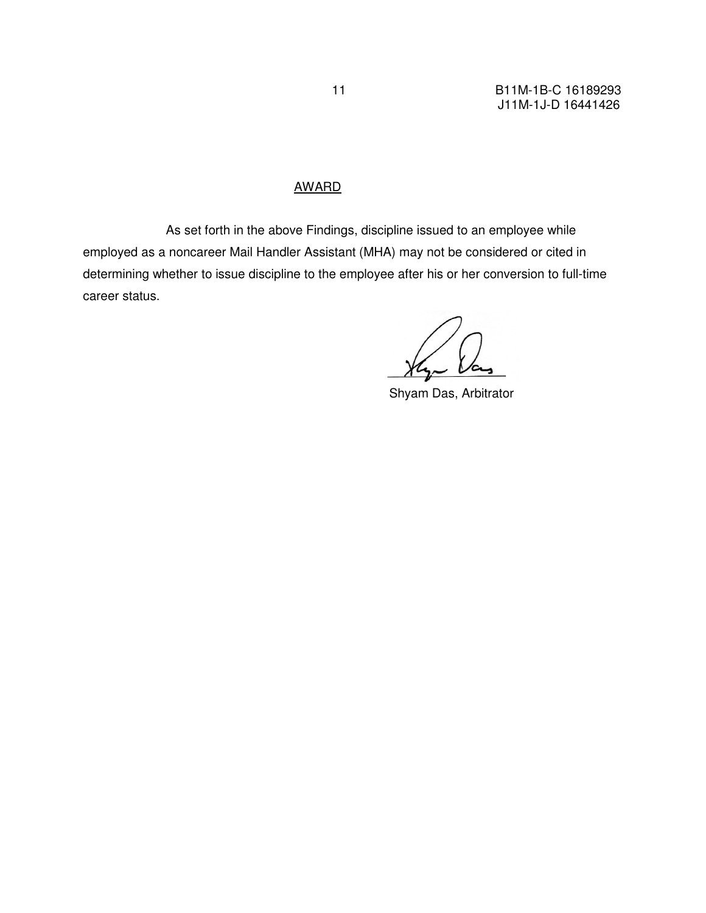## AWARD

As set forth in the above Findings, discipline issued to an employee while employed as a noncareer Mail Handler Assistant (MHA) may not be considered or cited in determining whether to issue discipline to the employee after his or her conversion to full-time career status.

Shyam Das, Arbitrator